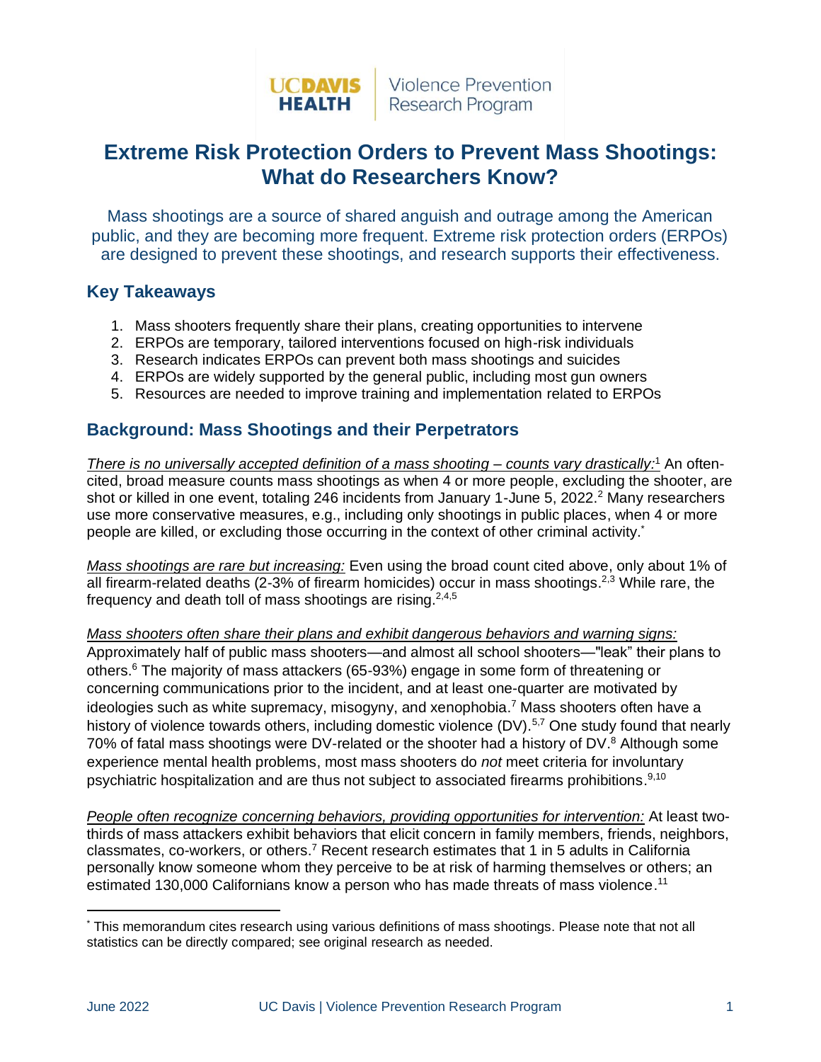UC DAVIS HEALTH | Violence Prevention Research Program

# Extreme Risk Protection Orders to Prevent Mass Shootings: What do Researchers Know?

Mass shootings are a source of shared anguish and outrage among the American public, and they are becoming more frequent. Extreme risk protection orders (ERPOs) are designed to prevent these shootings, and research supports their effectiveness.

## Key Takeaways

1. Mass shooters frequently share their plans, creating opportunities to intervene
2. ERPOs are temporary, tailored interventions focused on high-risk individuals
3. Research indicates ERPOs can prevent both mass shootings and suicides
4. ERPOs are widely supported by the general public, including most gun owners
5. Resources are needed to improve training and implementation related to ERPOs

## Background: Mass Shootings and their Perpetrators

*There is no universally accepted definition of a mass shooting – counts vary drastically:*[1] An often-cited, broad measure counts mass shootings as when 4 or more people, excluding the shooter, are shot or killed in one event, totaling 246 incidents from January 1-June 5, 2022.[2] Many researchers use more conservative measures, e.g., including only shootings in public places, when 4 or more people are killed, or excluding those occurring in the context of other criminal activity.[*]

*Mass shootings are rare but increasing:* Even using the broad count cited above, only about 1% of all firearm-related deaths (2-3% of firearm homicides) occur in mass shootings.[2,3] While rare, the frequency and death toll of mass shootings are rising.[2,4,5]

*Mass shooters often share their plans and exhibit dangerous behaviors and warning signs:* Approximately half of public mass shooters—and almost all school shooters—"leak" their plans to others.[6] The majority of mass attackers (65-93%) engage in some form of threatening or concerning communications prior to the incident, and at least one-quarter are motivated by ideologies such as white supremacy, misogyny, and xenophobia.[7] Mass shooters often have a history of violence towards others, including domestic violence (DV).[5,7] One study found that nearly 70% of fatal mass shootings were DV-related or the shooter had a history of DV.[8] Although some experience mental health problems, most mass shooters do *not* meet criteria for involuntary psychiatric hospitalization and are thus not subject to associated firearms prohibitions.[9,10]

*People often recognize concerning behaviors, providing opportunities for intervention:* At least two-thirds of mass attackers exhibit behaviors that elicit concern in family members, friends, neighbors, classmates, co-workers, or others.[7] Recent research estimates that 1 in 5 adults in California personally know someone whom they perceive to be at risk of harming themselves or others; an estimated 130,000 Californians know a person who has made threats of mass violence.[11]

---

[*] This memorandum cites research using various definitions of mass shootings. Please note that not all statistics can be directly compared; see original research as needed.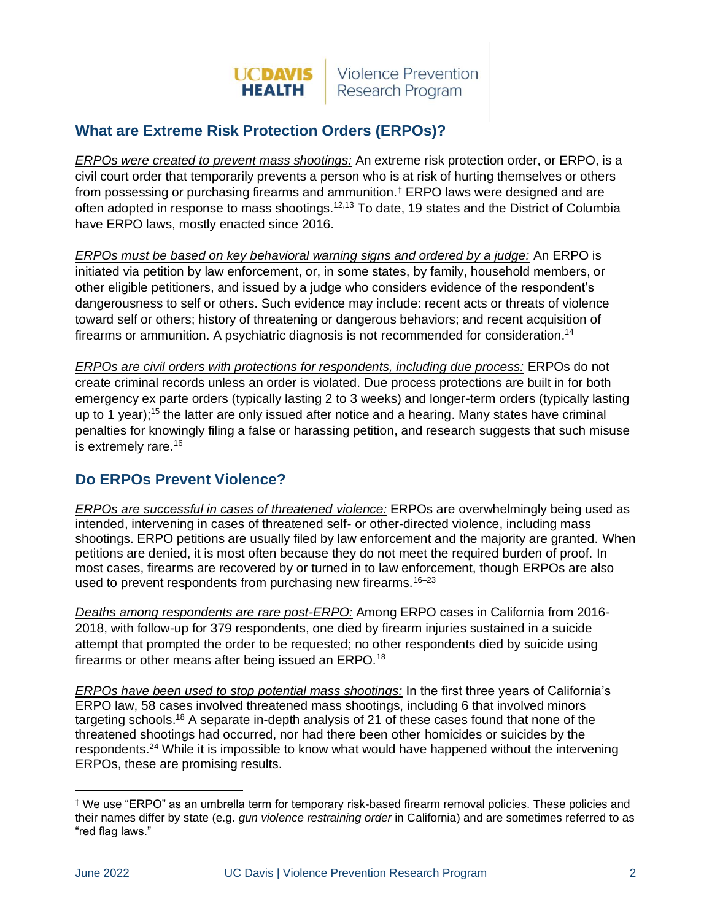## What are Extreme Risk Protection Orders (ERPOs)?

*ERPOs were created to prevent mass shootings:* An extreme risk protection order, or ERPO, is a civil court order that temporarily prevents a person who is at risk of hurting themselves or others from possessing or purchasing firearms and ammunition.[†] ERPO laws were designed and are often adopted in response to mass shootings.[12,13] To date, 19 states and the District of Columbia have ERPO laws, mostly enacted since 2016.

*ERPOs must be based on key behavioral warning signs and ordered by a judge:* An ERPO is initiated via petition by law enforcement, or, in some states, by family, household members, or other eligible petitioners, and issued by a judge who considers evidence of the respondent's dangerousness to self or others. Such evidence may include: recent acts or threats of violence toward self or others; history of threatening or dangerous behaviors; and recent acquisition of firearms or ammunition. A psychiatric diagnosis is not recommended for consideration.[14]

*ERPOs are civil orders with protections for respondents, including due process:* ERPOs do not create criminal records unless an order is violated. Due process protections are built in for both emergency ex parte orders (typically lasting 2 to 3 weeks) and longer-term orders (typically lasting up to 1 year);[15] the latter are only issued after notice and a hearing. Many states have criminal penalties for knowingly filing a false or harassing petition, and research suggests that such misuse is extremely rare.[16]

## Do ERPOs Prevent Violence?

*ERPOs are successful in cases of threatened violence:* ERPOs are overwhelmingly being used as intended, intervening in cases of threatened self- or other-directed violence, including mass shootings. ERPO petitions are usually filed by law enforcement and the majority are granted. When petitions are denied, it is most often because they do not meet the required burden of proof. In most cases, firearms are recovered by or turned in to law enforcement, though ERPOs are also used to prevent respondents from purchasing new firearms.[16–23]

*Deaths among respondents are rare post-ERPO:* Among ERPO cases in California from 2016-2018, with follow-up for 379 respondents, one died by firearm injuries sustained in a suicide attempt that prompted the order to be requested; no other respondents died by suicide using firearms or other means after being issued an ERPO.[18]

*ERPOs have been used to stop potential mass shootings:* In the first three years of California's ERPO law, 58 cases involved threatened mass shootings, including 6 that involved minors targeting schools.[18] A separate in-depth analysis of 21 of these cases found that none of the threatened shootings had occurred, nor had there been other homicides or suicides by the respondents.[24] While it is impossible to know what would have happened without the intervening ERPOs, these are promising results.

---

[†] We use "ERPO" as an umbrella term for temporary risk-based firearm removal policies. These policies and their names differ by state (e.g. *gun violence restraining order* in California) and are sometimes referred to as "red flag laws."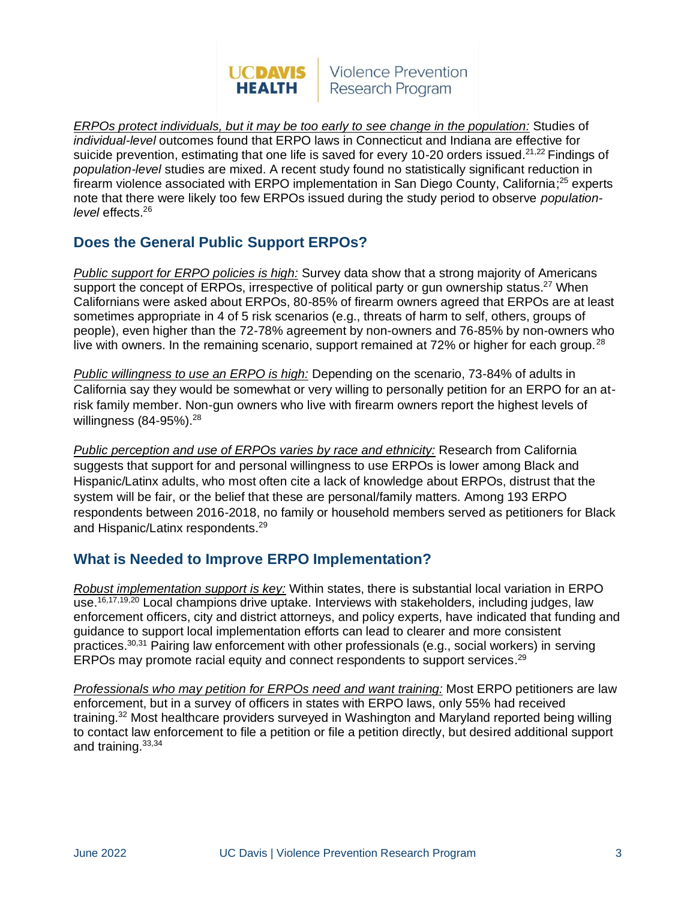*<u>ERPOs protect individuals, but it may be too early to see change in the population:</u>* Studies of *individual-level* outcomes found that ERPO laws in Connecticut and Indiana are effective for suicide prevention, estimating that one life is saved for every 10-20 orders issued.[21,22] Findings of *population-level* studies are mixed. A recent study found no statistically significant reduction in firearm violence associated with ERPO implementation in San Diego County, California;[25] experts note that there were likely too few ERPOs issued during the study period to observe *population-level* effects.[26]

## Does the General Public Support ERPOs?

*<u>Public support for ERPO policies is high:</u>* Survey data show that a strong majority of Americans support the concept of ERPOs, irrespective of political party or gun ownership status.[27] When Californians were asked about ERPOs, 80-85% of firearm owners agreed that ERPOs are at least sometimes appropriate in 4 of 5 risk scenarios (e.g., threats of harm to self, others, groups of people), even higher than the 72-78% agreement by non-owners and 76-85% by non-owners who live with owners. In the remaining scenario, support remained at 72% or higher for each group.[28]

*<u>Public willingness to use an ERPO is high:</u>* Depending on the scenario, 73-84% of adults in California say they would be somewhat or very willing to personally petition for an ERPO for an at-risk family member. Non-gun owners who live with firearm owners report the highest levels of willingness (84-95%).[28]

*<u>Public perception and use of ERPOs varies by race and ethnicity:</u>* Research from California suggests that support for and personal willingness to use ERPOs is lower among Black and Hispanic/Latinx adults, who most often cite a lack of knowledge about ERPOs, distrust that the system will be fair, or the belief that these are personal/family matters. Among 193 ERPO respondents between 2016-2018, no family or household members served as petitioners for Black and Hispanic/Latinx respondents.[29]

## What is Needed to Improve ERPO Implementation?

*<u>Robust implementation support is key:</u>* Within states, there is substantial local variation in ERPO use.[16,17,19,20] Local champions drive uptake. Interviews with stakeholders, including judges, law enforcement officers, city and district attorneys, and policy experts, have indicated that funding and guidance to support local implementation efforts can lead to clearer and more consistent practices.[30,31] Pairing law enforcement with other professionals (e.g., social workers) in serving ERPOs may promote racial equity and connect respondents to support services.[29]

*<u>Professionals who may petition for ERPOs need and want training:</u>* Most ERPO petitioners are law enforcement, but in a survey of officers in states with ERPO laws, only 55% had received training.[32] Most healthcare providers surveyed in Washington and Maryland reported being willing to contact law enforcement to file a petition or file a petition directly, but desired additional support and training.[33,34]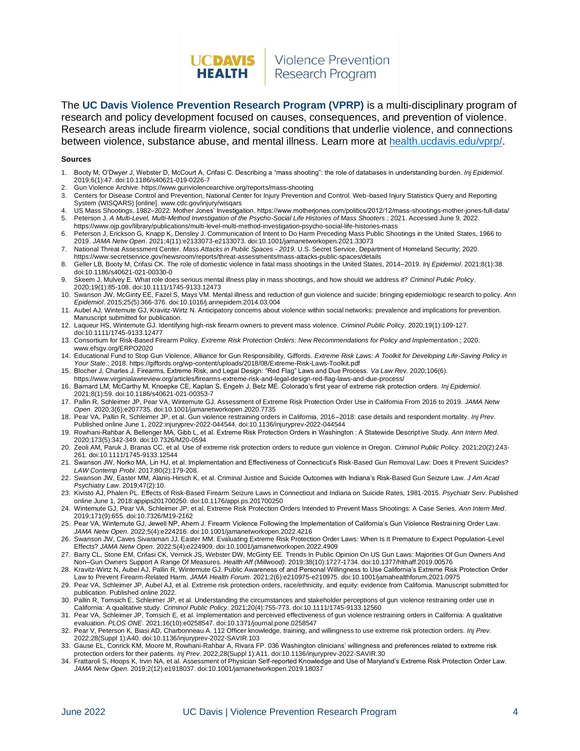UC DAVIS HEALTH | Violence Prevention Research Program

The **UC Davis Violence Prevention Research Program (VPRP)** is a multi-disciplinary program of research and policy development focused on causes, consequences, and prevention of violence. Research areas include firearm violence, social conditions that underlie violence, and connections between violence, substance abuse, and mental illness. Learn more at [health.ucdavis.edu/vprp/](health.ucdavis.edu/vprp/).

**Sources**

1. Booty M, O'Dwyer J, Webster D, McCourt A, Crifasi C. Describing a "mass shooting": the role of databases in understanding burden. *Inj Epidemiol*. 2019;6(1):47. doi:10.1186/s40621-019-0226-7
2. Gun Violence Archive. https://www.gunviolencearchive.org/reports/mass-shooting
3. Centers for Disease Control and Prevention, National Center for Injury Prevention and Control. Web-based Injury Statistics Query and Reporting System (WISQARS) [online]. www.cdc.gov/injury/wisqars
4. US Mass Shootings, 1982–2022: Mother Jones' Investigation. https://www.motherjones.com/politics/2012/12/mass-shootings-mother-jones-full-data/
5. Peterson J. *A Multi-Level, Multi-Method Investigation of the Psycho-Social Life Histories of Mass Shooters*.; 2021. Accessed June 9, 2022. https://www.ojp.gov/library/publications/multi-level-multi-method-investigation-psycho-social-life-histories-mass
6. Peterson J, Erickson G, Knapp K, Densley J. Communication of Intent to Do Harm Preceding Mass Public Shootings in the United States, 1966 to 2019. *JAMA Netw Open*. 2021;4(11):e2133073-e2133073. doi:10.1001/jamanetworkopen.2021.33073
7. National Threat Assessment Center. *Mass Attacks in Public Spaces - 2019*. U.S. Secret Service, Department of Homeland Security; 2020. https://www.secretservice.gov/newsroom/reports/threat-assessments/mass-attacks-public-spaces/details
8. Geller LB, Booty M, Crifasi CK. The role of domestic violence in fatal mass shootings in the United States, 2014–2019. *Inj Epidemiol*. 2021;8(1):38. doi:10.1186/s40621-021-00330-0
9. Skeem J, Mulvey E. What role does serious mental illness play in mass shootings, and how should we address it? *Criminol Public Policy*. 2020;19(1):85-108. doi:10.1111/1745-9133.12473
10. Swanson JW, McGinty EE, Fazel S, Mays VM. Mental illness and reduction of gun violence and suicide: bringing epidemiologic research to policy. *Ann Epidemiol*. 2015;25(5):366-376. doi:10.1016/j.annepidem.2014.03.004
11. Aubel AJ, Wintemute GJ, Kravitz-Wirtz N. Anticipatory concerns about violence within social networks: prevalence and implications for prevention. Manuscript submitted for publication.
12. Laqueur HS, Wintemute GJ. Identifying high-risk firearm owners to prevent mass violence. *Criminol Public Policy*. 2020;19(1):109-127. doi:10.1111/1745-9133.12477
13. Consortium for Risk-Based Firearm Policy. *Extreme Risk Protection Orders: New Recommendations for Policy and Implementation*.; 2020. www.efsgv.org/ERPO2020
14. Educational Fund to Stop Gun Violence, Alliance for Gun Responsibility, Giffords. *Extreme Risk Laws: A Toolkit for Developing Life-Saving Policy in Your State*.; 2018. https://giffords.org/wp-content/uploads/2018/08/Extreme-Risk-Laws-Toolkit.pdf
15. Blocher J, Charles J. Firearms, Extreme Risk, and Legal Design: "Red Flag" Laws and Due Process. *Va Law Rev*. 2020;106(6). https://www.virginialawreview.org/articles/firearms-extreme-risk-and-legal-design-red-flag-laws-and-due-process/
16. Barnard LM, McCarthy M, Knoepke CE, Kaplan S, Engeln J, Betz ME. Colorado's first year of extreme risk protection orders. *Inj Epidemiol*. 2021;8(1):59. doi:10.1186/s40621-021-00353-7
17. Pallin R, Schleimer JP, Pear VA, Wintemute GJ. Assessment of Extreme Risk Protection Order Use in California From 2016 to 2019. *JAMA Netw Open*. 2020;3(6):e207735. doi:10.1001/jamanetworkopen.2020.7735
18. Pear VA, Pallin R, Schleimer JP, et al. Gun violence restraining orders in California, 2016–2018: case details and respondent mortality. *Inj Prev*. Published online June 1, 2022:injuryprev-2022-044544. doi:10.1136/injuryprev-2022-044544
19. Rowhani-Rahbar A, Bellenger MA, Gibb L, et al. Extreme Risk Protection Orders in Washington : A Statewide Descriptive Study. *Ann Intern Med*. 2020;173(5):342-349. doi:10.7326/M20-0594
20. Zeoli AM, Paruk J, Branas CC, et al. Use of extreme risk protection orders to reduce gun violence in Oregon. *Criminol Public Policy*. 2021;20(2):243-261. doi:10.1111/1745-9133.12544
21. Swanson JW, Norko MA, Lin HJ, et al. Implementation and Effectiveness of Connecticut's Risk-Based Gun Removal Law: Does it Prevent Suicides? *LAW Contemp Probl*. 2017;80(2):179-208.
22. Swanson JW, Easter MM, Alanis-Hirsch K, et al. Criminal Justice and Suicide Outcomes with Indiana's Risk-Based Gun Seizure Law. *J Am Acad Psychiatry Law*. 2019;47(2):10.
23. Kivisto AJ, Phalen PL. Effects of Risk-Based Firearm Seizure Laws in Connecticut and Indiana on Suicide Rates, 1981-2015. *Psychiatr Serv*. Published online June 1, 2018:appips201700250. doi:10.1176/appi.ps.201700250
24. Wintemute GJ, Pear VA, Schleimer JP, et al. Extreme Risk Protection Orders Intended to Prevent Mass Shootings: A Case Series. *Ann Intern Med*. 2019;171(9):655. doi:10.7326/M19-2162
25. Pear VA, Wintemute GJ, Jewell NP, Ahern J. Firearm Violence Following the Implementation of California's Gun Violence Restraining Order Law. *JAMA Netw Open*. 2022;5(4):e224216. doi:10.1001/jamanetworkopen.2022.4216
26. Swanson JW, Caves Sivaraman JJ, Easter MM. Evaluating Extreme Risk Protection Order Laws: When Is It Premature to Expect Population-Level Effects? *JAMA Netw Open*. 2022;5(4):e224909. doi:10.1001/jamanetworkopen.2022.4909
27. Barry CL, Stone EM, Crifasi CK, Vernick JS, Webster DW, McGinty EE. Trends In Public Opinion On US Gun Laws: Majorities Of Gun Owners And Non–Gun Owners Support A Range Of Measures. *Health Aff (Millwood)*. 2019;38(10):1727-1734. doi:10.1377/hlthaff.2019.00576
28. Kravitz-Wirtz N, Aubel AJ, Pallin R, Wintemute GJ. Public Awareness of and Personal Willingness to Use California's Extreme Risk Protection Order Law to Prevent Firearm-Related Harm. *JAMA Health Forum*. 2021;2(6):e210975-e210975. doi:10.1001/jamahealthforum.2021.0975
29. Pear VA, Schleimer JP, Aubel AJ, et al. Extreme risk protection orders, race/ethnicity, and equity: evidence from California. Manuscript submitted for publication. Published online 2022.
30. Pallin R, Tomsich E, Schleimer JP, et al. Understanding the circumstances and stakeholder perceptions of gun violence restraining order use in California: A qualitative study. *Criminol Public Policy*. 2021;20(4):755-773. doi:10.1111/1745-9133.12560
31. Pear VA, Schleimer JP, Tomsich E, et al. Implementation and perceived effectiveness of gun violence restraining orders in California: A qualitative evaluation. *PLOS ONE*. 2021;16(10):e0258547. doi:10.1371/journal.pone.0258547
32. Pear V, Peterson K, Biasi AD, Charbonneau A. 112 Officer knowledge, training, and willingness to use extreme risk protection orders. *Inj Prev*. 2022;28(Suppl 1):A40. doi:10.1136/injuryprev-2022-SAVIR.103
33. Gause EL, Conrick KM, Moore M, Rowhani-Rahbar A, Rivara FP. 036 Washington clinicians' willingness and preferences related to extreme risk protection orders for their patients. *Inj Prev*. 2022;28(Suppl 1):A11. doi:10.1136/injuryprev-2022-SAVIR.30
34. Frattaroli S, Hoops K, Irvin NA, et al. Assessment of Physician Self-reported Knowledge and Use of Maryland's Extreme Risk Protection Order Law. *JAMA Netw Open*. 2019;2(12):e1918037. doi:10.1001/jamanetworkopen.2019.18037